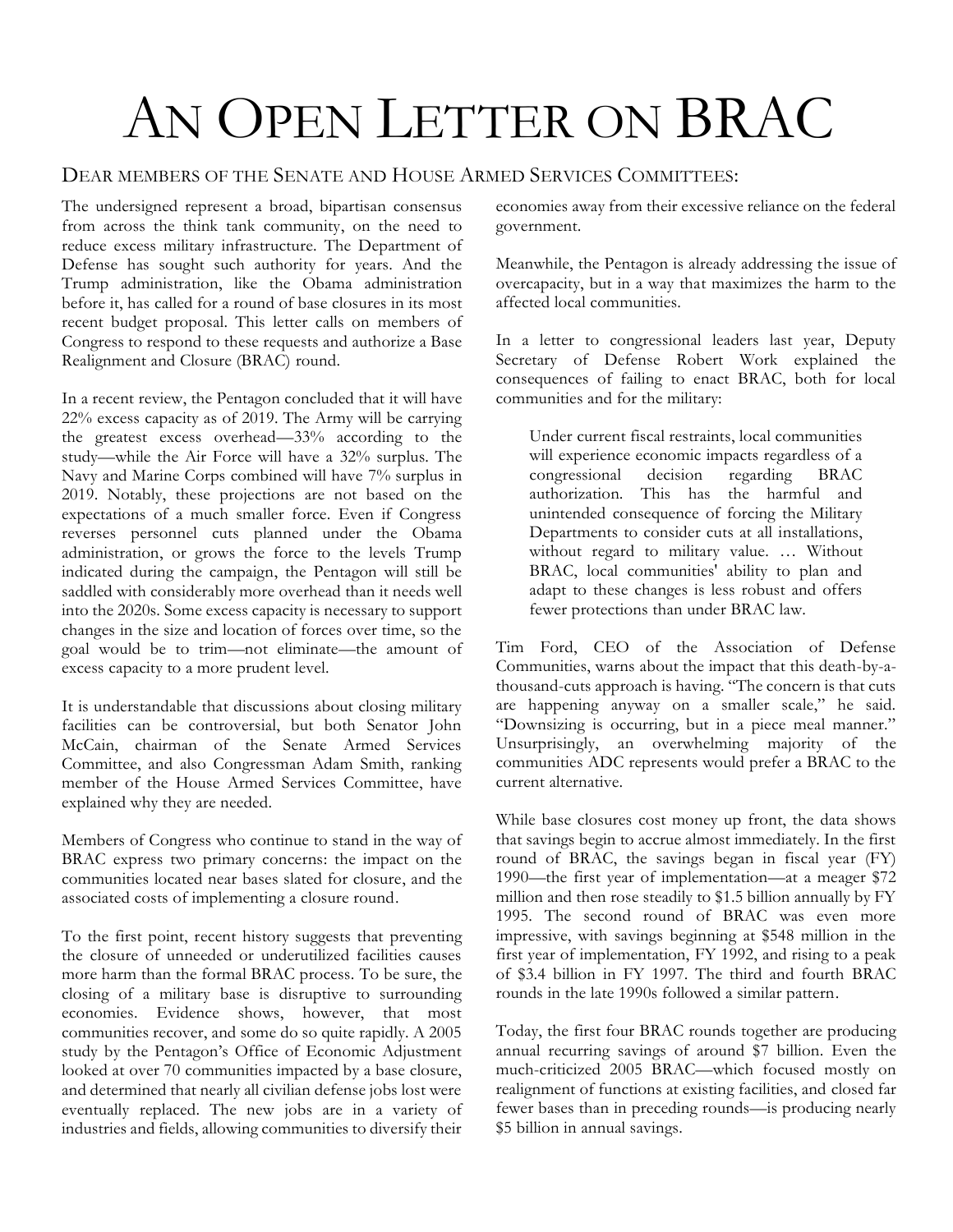# An Open Letter on BRAC

## Dear members of the Senate and House Armed Services Committees:

The undersigned represent a broad, bipartisan consensus from across the think tank community, on the need to reduce excess military infrastructure. The Department of Defense has sought such authority for years. And the Trump administration, like the Obama administration before it, has called for a round of base closures in its most recent budget proposal. This letter calls on members of Congress to respond to these requests and authorize a Base Realignment and Closure (BRAC) round.

In a recent review, the Pentagon concluded that it will have 22% excess capacity as of 2019. The Army will be carrying the greatest excess overhead—33% according to the study—while the Air Force will have a 32% surplus. The Navy and Marine Corps combined will have 7% surplus in 2019. Notably, these projections are not based on the expectations of a much smaller force. Even if Congress reverses personnel cuts planned under the Obama administration, or grows the force to the levels Trump indicated during the campaign, the Pentagon will still be saddled with considerably more overhead than it needs well into the 2020s. Some excess capacity is necessary to support changes in the size and location of forces over time, so the goal would be to trim—not eliminate—the amount of excess capacity to a more prudent level.

It is understandable that discussions about closing military facilities can be controversial, but both Senator John McCain, chairman of the Senate Armed Services Committee, and also Congressman Adam Smith, ranking member of the House Armed Services Committee, have explained why they are needed.

Members of Congress who continue to stand in the way of BRAC express two primary concerns: the impact on the communities located near bases slated for closure, and the associated costs of implementing a closure round.

To the first point, recent history suggests that preventing the closure of unneeded or underutilized facilities causes more harm than the formal BRAC process. To be sure, the closing of a military base is disruptive to surrounding economies. Evidence shows, however, that most communities recover, and some do so quite rapidly. A 2005 study by the Pentagon's Office of Economic Adjustment looked at over 70 communities impacted by a base closure, and determined that nearly all civilian defense jobs lost were eventually replaced. The new jobs are in a variety of industries and fields, allowing communities to diversify their economies away from their excessive reliance on the federal government.

Meanwhile, the Pentagon is already addressing the issue of overcapacity, but in a way that maximizes the harm to the affected local communities.

In a letter to congressional leaders last year, Deputy Secretary of Defense Robert Work explained the consequences of failing to enact BRAC, both for local communities and for the military:

> Under current fiscal restraints, local communities will experience economic impacts regardless of a congressional decision regarding BRAC authorization. This has the harmful and unintended consequence of forcing the Military Departments to consider cuts at all installations, without regard to military value. … Without BRAC, local communities' ability to plan and adapt to these changes is less robust and offers fewer protections than under BRAC law.

Tim Ford, CEO of the Association of Defense Communities, warns about the impact that this death-by-a-thousand-cuts approach is having. "The concern is that cuts are happening anyway on a smaller scale," he said. "Downsizing is occurring, but in a piece meal manner." Unsurprisingly, an overwhelming majority of the communities ADC represents would prefer a BRAC to the current alternative.

While base closures cost money up front, the data shows that savings begin to accrue almost immediately. In the first round of BRAC, the savings began in fiscal year (FY) 1990—the first year of implementation—at a meager $72 million and then rose steadily to $1.5 billion annually by FY 1995. The second round of BRAC was even more impressive, with savings beginning at $548 million in the first year of implementation, FY 1992, and rising to a peak of $3.4 billion in FY 1997. The third and fourth BRAC rounds in the late 1990s followed a similar pattern.

Today, the first four BRAC rounds together are producing annual recurring savings of around $7 billion. Even the much-criticized 2005 BRAC—which focused mostly on realignment of functions at existing facilities, and closed far fewer bases than in preceding rounds—is producing nearly $5 billion in annual savings.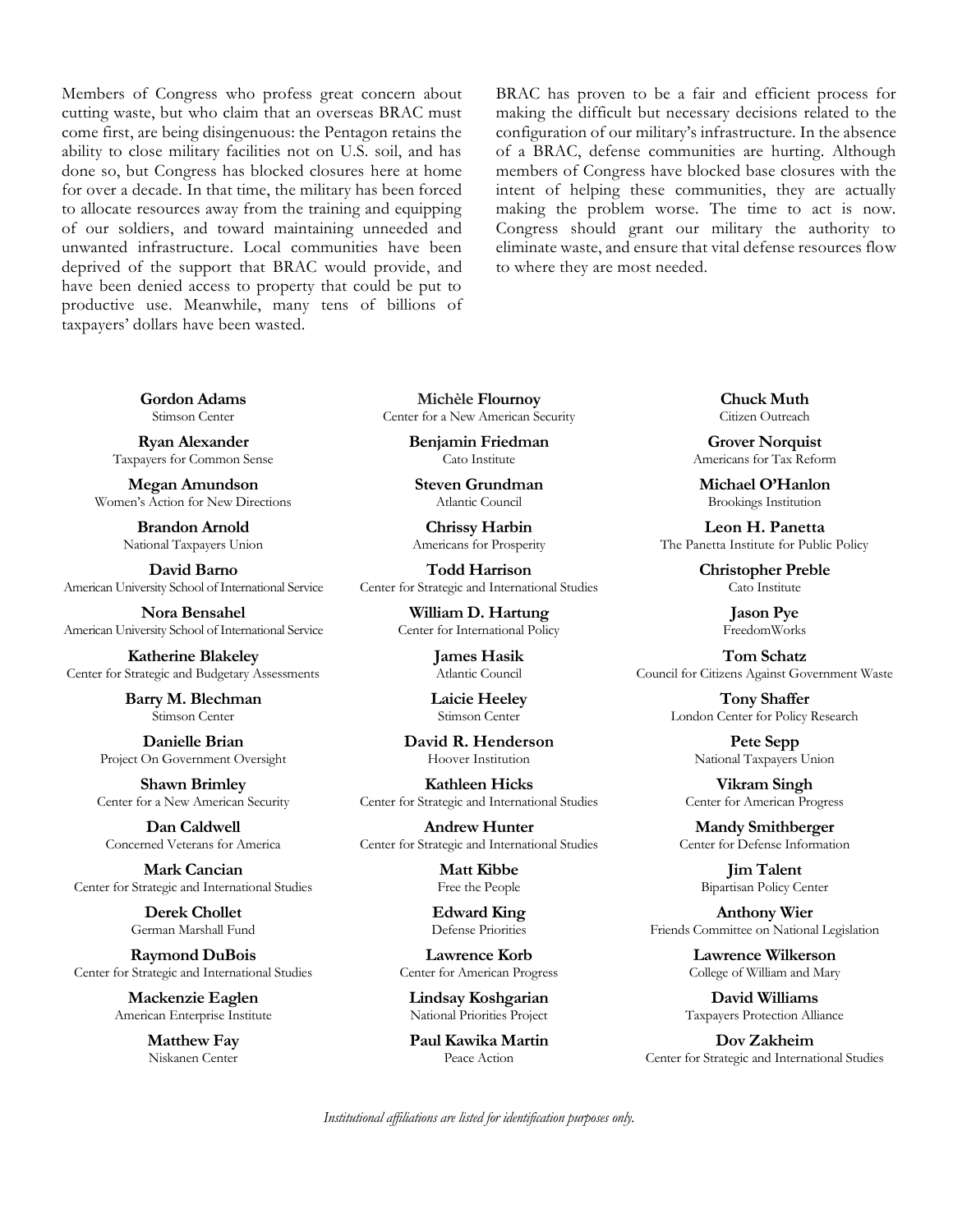Members of Congress who profess great concern about cutting waste, but who claim that an overseas BRAC must come first, are being disingenuous: the Pentagon retains the ability to close military facilities not on U.S. soil, and has done so, but Congress has blocked closures here at home for over a decade. In that time, the military has been forced to allocate resources away from the training and equipping of our soldiers, and toward maintaining unneeded and unwanted infrastructure. Local communities have been deprived of the support that BRAC would provide, and have been denied access to property that could be put to productive use. Meanwhile, many tens of billions of taxpayers' dollars have been wasted.

BRAC has proven to be a fair and efficient process for making the difficult but necessary decisions related to the configuration of our military's infrastructure. In the absence of a BRAC, defense communities are hurting. Although members of Congress have blocked base closures with the intent of helping these communities, they are actually making the problem worse. The time to act is now. Congress should grant our military the authority to eliminate waste, and ensure that vital defense resources flow to where they are most needed.

**Gordon Adams**
Stimson Center

**Ryan Alexander**
Taxpayers for Common Sense

**Megan Amundson**
Women's Action for New Directions

**Brandon Arnold**
National Taxpayers Union

**David Barno**
American University School of International Service

**Nora Bensahel**
American University School of International Service

**Katherine Blakeley**
Center for Strategic and Budgetary Assessments

**Barry M. Blechman**
Stimson Center

**Danielle Brian**
Project On Government Oversight

**Shawn Brimley**
Center for a New American Security

**Dan Caldwell**
Concerned Veterans for America

**Mark Cancian**
Center for Strategic and International Studies

**Derek Chollet**
German Marshall Fund

**Raymond DuBois**
Center for Strategic and International Studies

**Mackenzie Eaglen**
American Enterprise Institute

**Matthew Fay**
Niskanen Center

**Michèle Flournoy**
Center for a New American Security

**Benjamin Friedman**
Cato Institute

**Steven Grundman**
Atlantic Council

**Chrissy Harbin**
Americans for Prosperity

**Todd Harrison**
Center for Strategic and International Studies

**William D. Hartung**
Center for International Policy

**James Hasik**
Atlantic Council

**Laicie Heeley**
Stimson Center

**David R. Henderson**
Hoover Institution

**Kathleen Hicks**
Center for Strategic and International Studies

**Andrew Hunter**
Center for Strategic and International Studies

**Matt Kibbe**
Free the People

**Edward King**
Defense Priorities

**Lawrence Korb**
Center for American Progress

**Lindsay Koshgarian**
National Priorities Project

**Paul Kawika Martin**
Peace Action

**Chuck Muth**
Citizen Outreach

**Grover Norquist**
Americans for Tax Reform

**Michael O'Hanlon**
Brookings Institution

**Leon H. Panetta**
The Panetta Institute for Public Policy

**Christopher Preble**
Cato Institute

**Jason Pye**
FreedomWorks

**Tom Schatz**
Council for Citizens Against Government Waste

**Tony Shaffer**
London Center for Policy Research

**Pete Sepp**
National Taxpayers Union

**Vikram Singh**
Center for American Progress

**Mandy Smithberger**
Center for Defense Information

**Jim Talent**
Bipartisan Policy Center

**Anthony Wier**
Friends Committee on National Legislation

**Lawrence Wilkerson**
College of William and Mary

**David Williams**
Taxpayers Protection Alliance

**Dov Zakheim**
Center for Strategic and International Studies

*Institutional affiliations are listed for identification purposes only.*